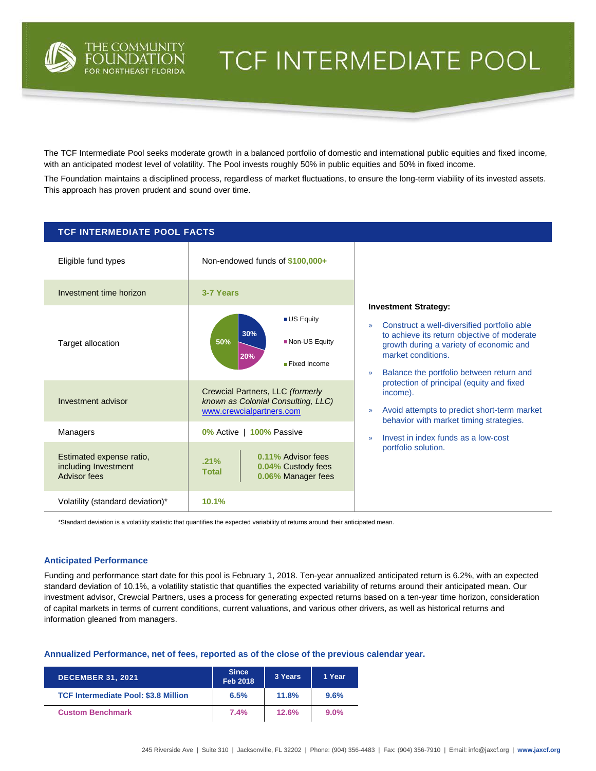# TCF INTERMEDIATE POOL

The Community Foundation for Northeast Florida

The TCF Intermediate Pool seeks moderate growth in a balanced portfolio of domestic and international public equities and fixed income, with an anticipated modest level of volatility. The Pool invests roughly 50% in public equities and 50% in fixed income.

The Foundation maintains a disciplined process, regardless of market fluctuations, to ensure the long-term viability of its invested assets. This approach has proven prudent and sound over time.

## TCF INTERMEDIATE POOL FACTS

| | |
|---|---|
| Eligible fund types | Non-endowed funds of **$100,000+** |
| Investment time horizon | **3-7 Years** |
| Target allocation | US Equity 30%, Non-US Equity 20%, Fixed Income 50% |
| Investment advisor | Crewcial Partners, LLC *(formerly known as Colonial Consulting, LLC)* www.crewcialpartners.com |
| Managers | **0%** Active \| **100%** Passive |
| Estimated expense ratio, including Investment Advisor fees | **.21% Total** — **0.11%** Advisor fees, **0.04%** Custody fees, **0.06%** Manager fees |
| Volatility (standard deviation)* | **10.1%** |

**Investment Strategy:**

- Construct a well-diversified portfolio able to achieve its return objective of moderate growth during a variety of economic and market conditions.
- Balance the portfolio between return and protection of principal (equity and fixed income).
- Avoid attempts to predict short-term market behavior with market timing strategies.
- Invest in index funds as a low-cost portfolio solution.

*Standard deviation is a volatility statistic that quantifies the expected variability of returns around their anticipated mean.

### Anticipated Performance

Funding and performance start date for this pool is February 1, 2018. Ten-year annualized anticipated return is 6.2%, with an expected standard deviation of 10.1%, a volatility statistic that quantifies the expected variability of returns around their anticipated mean. Our investment advisor, Crewcial Partners, uses a process for generating expected returns based on a ten-year time horizon, consideration of capital markets in terms of current conditions, current valuations, and various other drivers, as well as historical returns and information gleaned from managers.

### Annualized Performance, net of fees, reported as of the close of the previous calendar year.

| DECEMBER 31, 2021 | Since Feb 2018 | 3 Years | 1 Year |
|---|---|---|---|
| TCF Intermediate Pool: $3.8 Million | 6.5% | 11.8% | 9.6% |
| Custom Benchmark | 7.4% | 12.6% | 9.0% |

245 Riverside Ave | Suite 310 | Jacksonville, FL 32202 | Phone: (904) 356-4483 | Fax: (904) 356-7910 | Email: info@jaxcf.org | www.jaxcf.org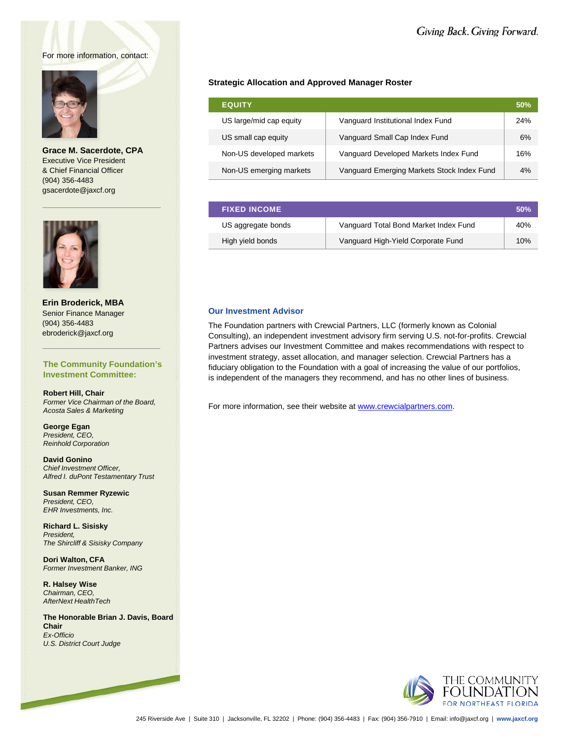For more information, contact:

**Grace M. Sacerdote, CPA**
Executive Vice President
& Chief Financial Officer
(904) 356-4483
gsacerdote@jaxcf.org

**Erin Broderick, MBA**
Senior Finance Manager
(904) 356-4483
ebroderick@jaxcf.org

### The Community Foundation's Investment Committee:

**Robert Hill, Chair**
*Former Vice Chairman of the Board, Acosta Sales & Marketing*

**George Egan**
*President, CEO, Reinhold Corporation*

**David Gonino**
*Chief Investment Officer, Alfred I. duPont Testamentary Trust*

**Susan Remmer Ryzewic**
*President, CEO, EHR Investments, Inc.*

**Richard L. Sisisky**
*President, The Shircliff & Sisisky Company*

**Dori Walton, CFA**
*Former Investment Banker, ING*

**R. Halsey Wise**
*Chairman, CEO, AfterNext HealthTech*

**The Honorable Brian J. Davis, Board Chair**
*Ex-Officio*
*U.S. District Court Judge*

Giving Back. Giving Forward.

### Strategic Allocation and Approved Manager Roster

| EQUITY | | 50% |
|---|---|---|
| US large/mid cap equity | Vanguard Institutional Index Fund | 24% |
| US small cap equity | Vanguard Small Cap Index Fund | 6% |
| Non-US developed markets | Vanguard Developed Markets Index Fund | 16% |
| Non-US emerging markets | Vanguard Emerging Markets Stock Index Fund | 4% |

| FIXED INCOME | | 50% |
|---|---|---|
| US aggregate bonds | Vanguard Total Bond Market Index Fund | 40% |
| High yield bonds | Vanguard High-Yield Corporate Fund | 10% |

### Our Investment Advisor

The Foundation partners with Crewcial Partners, LLC (formerly known as Colonial Consulting), an independent investment advisory firm serving U.S. not-for-profits. Crewcial Partners advises our Investment Committee and makes recommendations with respect to investment strategy, asset allocation, and manager selection. Crewcial Partners has a fiduciary obligation to the Foundation with a goal of increasing the value of our portfolios, is independent of the managers they recommend, and has no other lines of business.

For more information, see their website at www.crewcialpartners.com.

THE COMMUNITY FOUNDATION FOR NORTHEAST FLORIDA

245 Riverside Ave | Suite 310 | Jacksonville, FL 32202 | Phone: (904) 356-4483 | Fax: (904) 356-7910 | Email: info@jaxcf.org | www.jaxcf.org